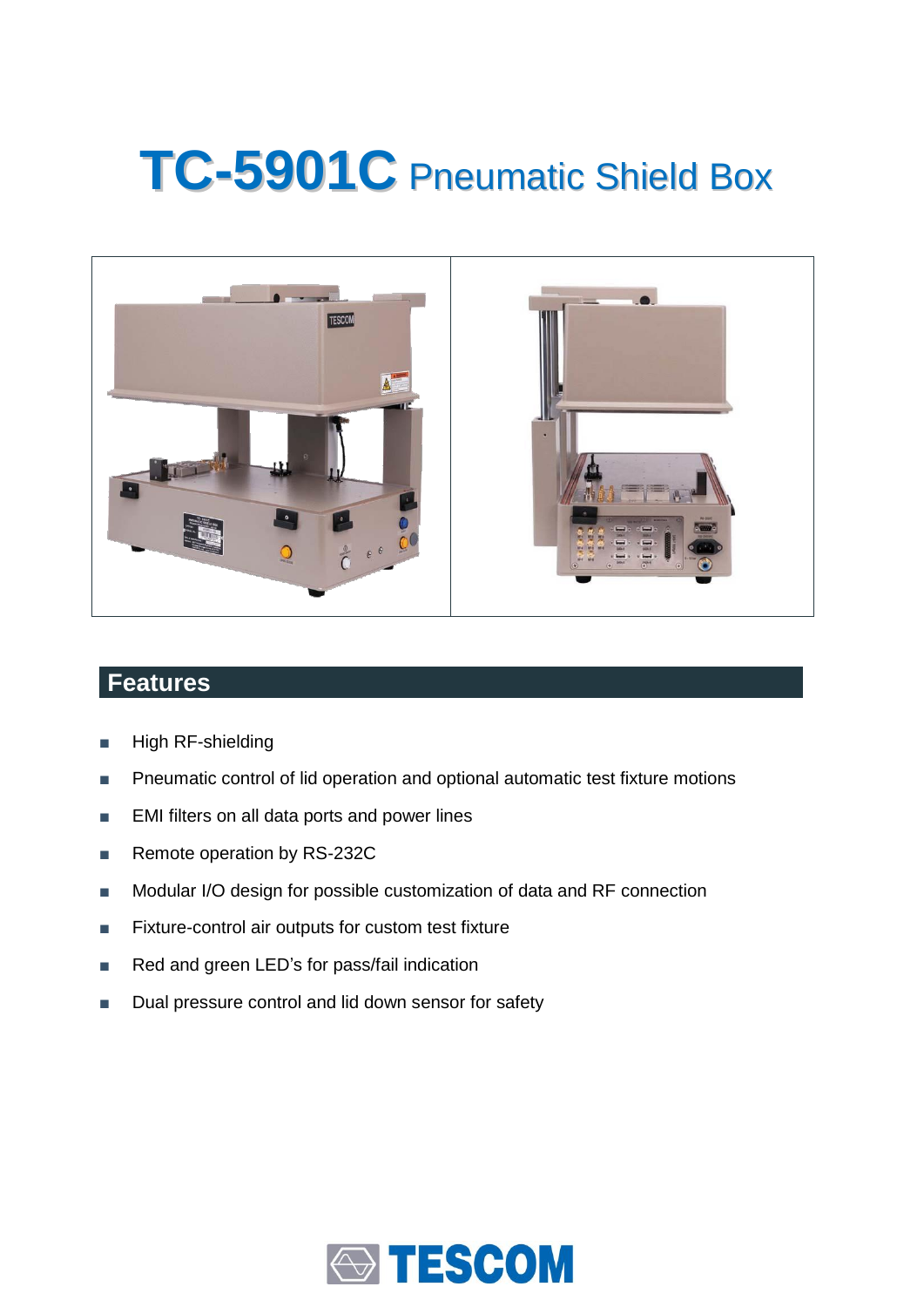# TC-5901C Pneumatic Shield Box

## Features

- High RF-shielding
- Pneumatic control of lid operation and optional automatic test fixture motions
- EMI filters on all data ports and power lines
- Remote operation by RS-232C
- Modular I/O design for possible customization of data and RF connection
- Fixture-control air outputs for custom test fixture
- Red and green LED's for pass/fail indication
- Dual pressure control and lid down sensor for safety

TESCOM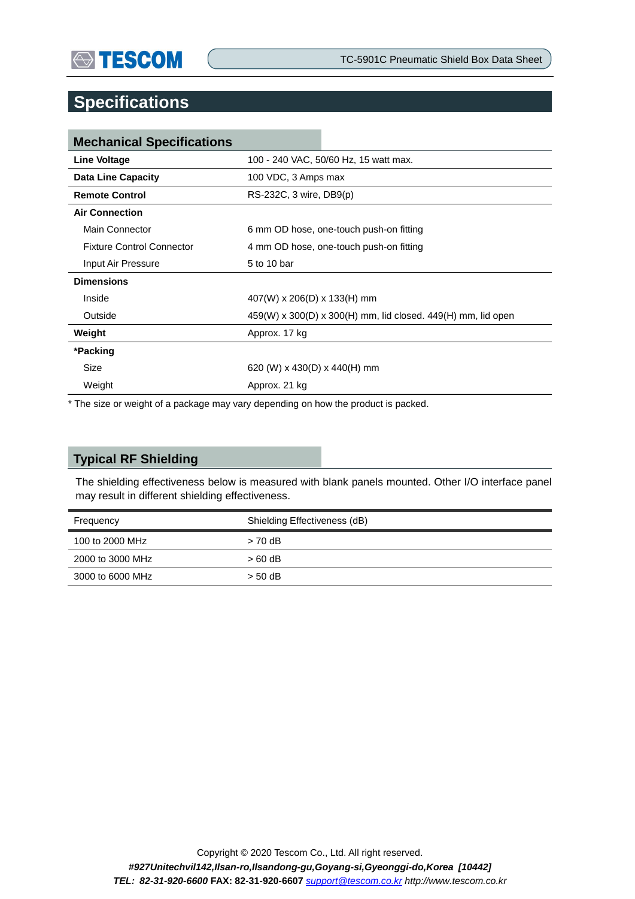# Specifications

## Mechanical Specifications

| | |
|---|---|
| **Line Voltage** | 100 - 240 VAC, 50/60 Hz, 15 watt max. |
| **Data Line Capacity** | 100 VDC, 3 Amps max |
| **Remote Control** | RS-232C, 3 wire, DB9(p) |
| **Air Connection** | |
| Main Connector | 6 mm OD hose, one-touch push-on fitting |
| Fixture Control Connector | 4 mm OD hose, one-touch push-on fitting |
| Input Air Pressure | 5 to 10 bar |
| **Dimensions** | |
| Inside | 407(W) x 206(D) x 133(H) mm |
| Outside | 459(W) x 300(D) x 300(H) mm, lid closed. 449(H) mm, lid open |
| **Weight** | Approx. 17 kg |
| ***Packing** | |
| Size | 620 (W) x 430(D) x 440(H) mm |
| Weight | Approx. 21 kg |

* The size or weight of a package may vary depending on how the product is packed.

## Typical RF Shielding

The shielding effectiveness below is measured with blank panels mounted. Other I/O interface panel may result in different shielding effectiveness.

| Frequency | Shielding Effectiveness (dB) |
|---|---|
| 100 to 2000 MHz | > 70 dB |
| 2000 to 3000 MHz | > 60 dB |
| 3000 to 6000 MHz | > 50 dB |

Copyright © 2020 Tescom Co., Ltd. All right reserved.

***#927Unitechvil142,Ilsan-ro,Ilsandong-gu,Goyang-si,Gyeonggi-do,Korea [10442]***

***TEL: 82-31-920-6600*** **FAX: 82-31-920-6607** *support@tescom.co.kr http://www.tescom.co.kr*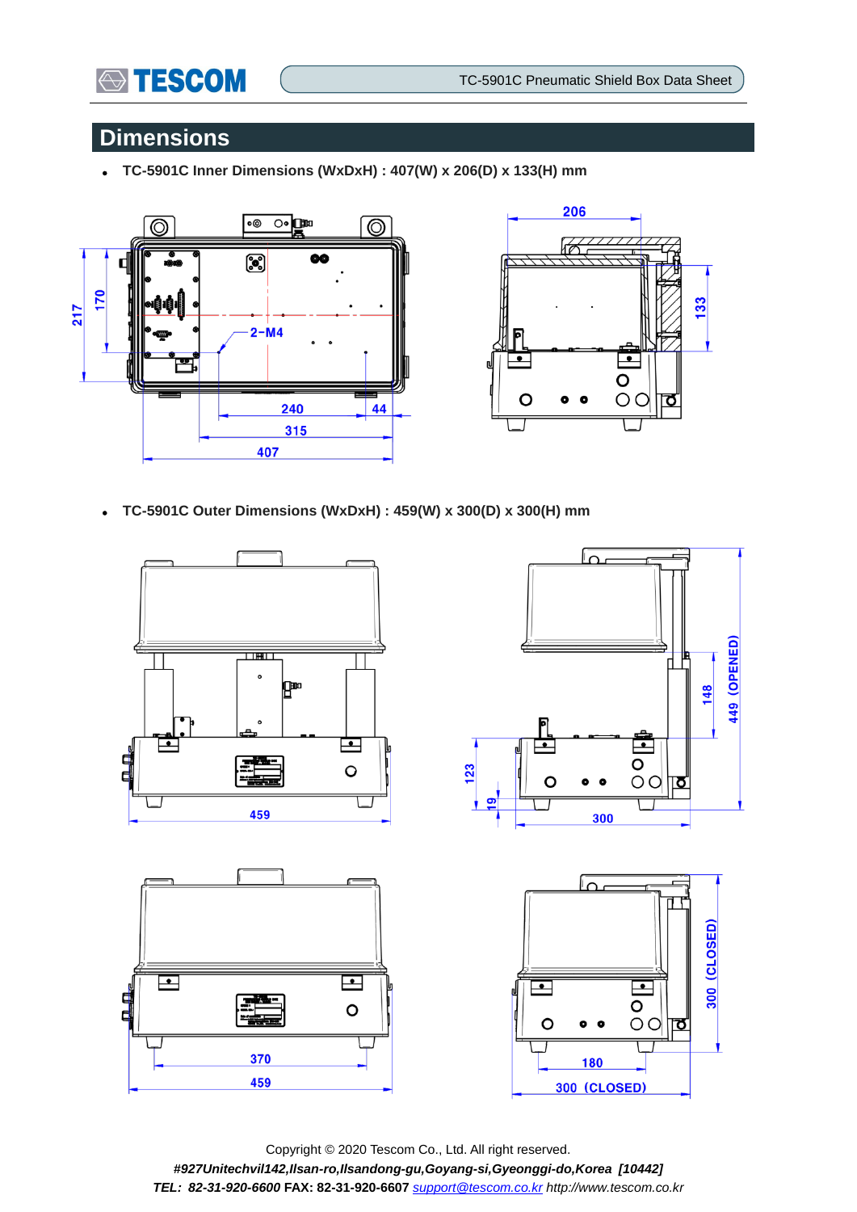## Dimensions

- **TC-5901C Inner Dimensions (WxDxH) : 407(W) x 206(D) x 133(H) mm**

- **TC-5901C Outer Dimensions (WxDxH) : 459(W) x 300(D) x 300(H) mm**

Copyright © 2020 Tescom Co., Ltd. All right reserved.

*#927Unitechvil142,Ilsan-ro,Ilsandong-gu,Goyang-si,Gyeonggi-do,Korea [10442]*

*TEL: 82-31-920-6600* **FAX: 82-31-920-6607** *support@tescom.co.kr http://www.tescom.co.kr*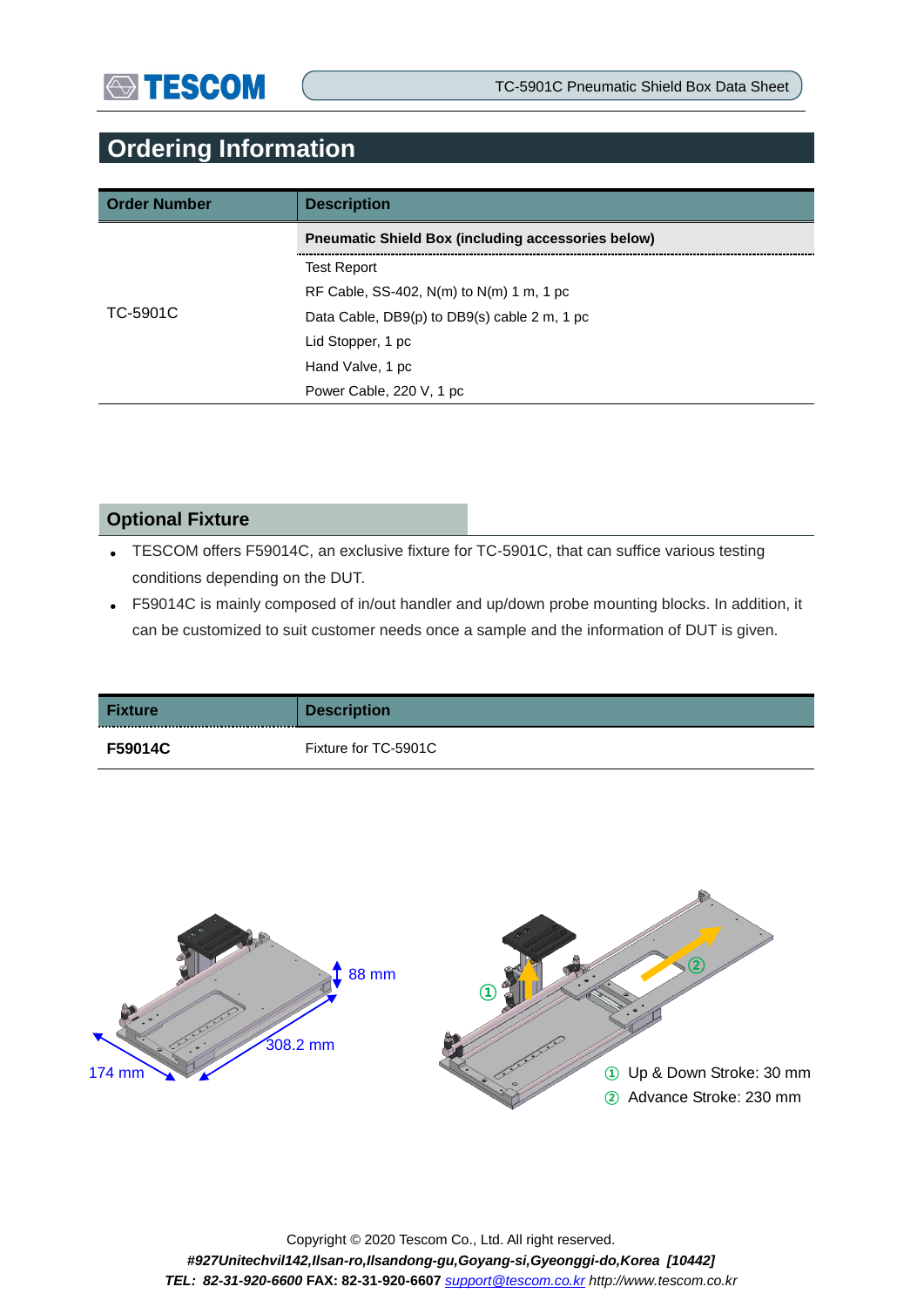# Ordering Information

| Order Number | Description |
|---|---|
| TC-5901C | **Pneumatic Shield Box (including accessories below)** |
| | Test Report |
| | RF Cable, SS-402, N(m) to N(m) 1 m, 1 pc |
| | Data Cable, DB9(p) to DB9(s) cable 2 m, 1 pc |
| | Lid Stopper, 1 pc |
| | Hand Valve, 1 pc |
| | Power Cable, 220 V, 1 pc |

## Optional Fixture

- TESCOM offers F59014C, an exclusive fixture for TC-5901C, that can suffice various testing conditions depending on the DUT.
- F59014C is mainly composed of in/out handler and up/down probe mounting blocks. In addition, it can be customized to suit customer needs once a sample and the information of DUT is given.

| Fixture | Description |
|---|---|
| **F59014C** | Fixture for TC-5901C |

88 mm

308.2 mm

174 mm

① Up & Down Stroke: 30 mm

② Advance Stroke: 230 mm

Copyright © 2020 Tescom Co., Ltd. All right reserved.

*#927Unitechvil142,Ilsan-ro,Ilsandong-gu,Goyang-si,Gyeonggi-do,Korea [10442]*

*TEL: 82-31-920-6600* FAX: 82-31-920-6607 support@tescom.co.kr *http://www.tescom.co.kr*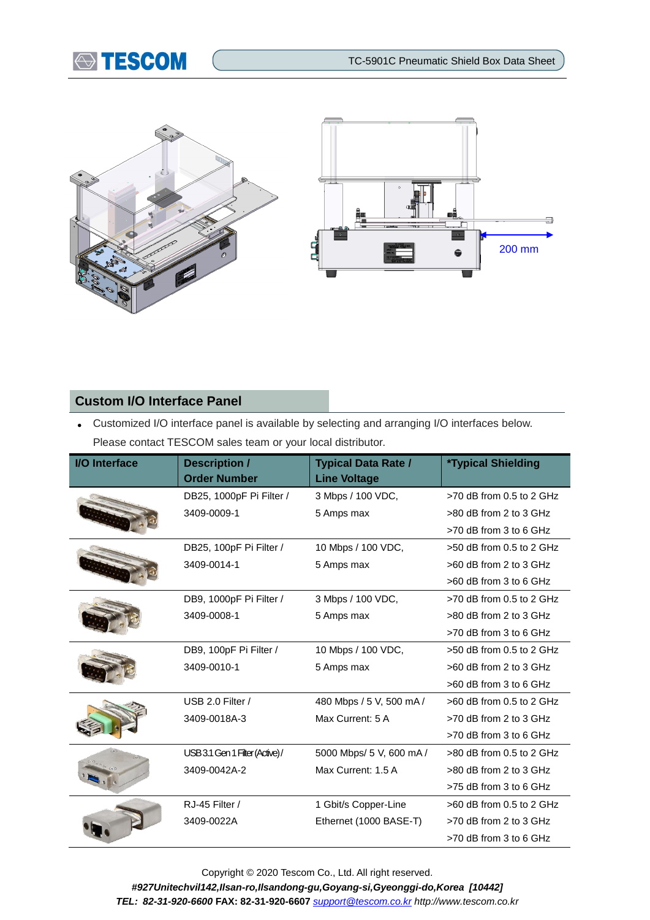200 mm

## Custom I/O Interface Panel

- Customized I/O interface panel is available by selecting and arranging I/O interfaces below. Please contact TESCOM sales team or your local distributor.

| I/O Interface | Description / Order Number | Typical Data Rate / Line Voltage | *Typical Shielding |
|---|---|---|---|
| | DB25, 1000pF Pi Filter / 3409-0009-1 | 3 Mbps / 100 VDC, 5 Amps max | >70 dB from 0.5 to 2 GHz<br>>80 dB from 2 to 3 GHz<br>>70 dB from 3 to 6 GHz |
| | DB25, 100pF Pi Filter / 3409-0014-1 | 10 Mbps / 100 VDC, 5 Amps max | >50 dB from 0.5 to 2 GHz<br>>60 dB from 2 to 3 GHz<br>>60 dB from 3 to 6 GHz |
| | DB9, 1000pF Pi Filter / 3409-0008-1 | 3 Mbps / 100 VDC, 5 Amps max | >70 dB from 0.5 to 2 GHz<br>>80 dB from 2 to 3 GHz<br>>70 dB from 3 to 6 GHz |
| | DB9, 100pF Pi Filter / 3409-0010-1 | 10 Mbps / 100 VDC, 5 Amps max | >50 dB from 0.5 to 2 GHz<br>>60 dB from 2 to 3 GHz<br>>60 dB from 3 to 6 GHz |
| | USB 2.0 Filter / 3409-0018A-3 | 480 Mbps / 5 V, 500 mA / Max Current: 5 A | >60 dB from 0.5 to 2 GHz<br>>70 dB from 2 to 3 GHz<br>>70 dB from 3 to 6 GHz |
| | USB 3.1 Gen 1 Filter (Active) / 3409-0042A-2 | 5000 Mbps/ 5 V, 600 mA / Max Current: 1.5 A | >80 dB from 0.5 to 2 GHz<br>>80 dB from 2 to 3 GHz<br>>75 dB from 3 to 6 GHz |
| | RJ-45 Filter / 3409-0022A | 1 Gbit/s Copper-Line Ethernet (1000 BASE-T) | >60 dB from 0.5 to 2 GHz<br>>70 dB from 2 to 3 GHz<br>>70 dB from 3 to 6 GHz |

Copyright © 2020 Tescom Co., Ltd. All right reserved.

*#927Unitechvil142,Ilsan-ro,Ilsandong-gu,Goyang-si,Gyeonggi-do,Korea [10442]*

*TEL: 82-31-920-6600* **FAX: 82-31-920-6607** support@tescom.co.kr *http://www.tescom.co.kr*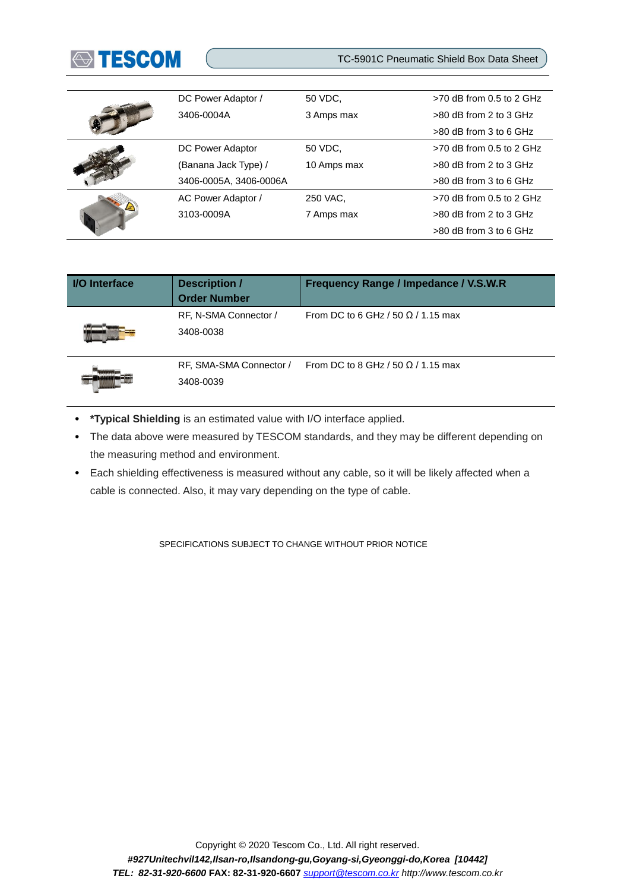| | | | |
|---|---|---|---|
| | DC Power Adaptor / 3406-0004A | 50 VDC, 3 Amps max | >70 dB from 0.5 to 2 GHz<br>>80 dB from 2 to 3 GHz<br>>80 dB from 3 to 6 GHz |
| | DC Power Adaptor (Banana Jack Type) / 3406-0005A, 3406-0006A | 50 VDC, 10 Amps max | >70 dB from 0.5 to 2 GHz<br>>80 dB from 2 to 3 GHz<br>>80 dB from 3 to 6 GHz |
| | AC Power Adaptor / 3103-0009A | 250 VAC, 7 Amps max | >70 dB from 0.5 to 2 GHz<br>>80 dB from 2 to 3 GHz<br>>80 dB from 3 to 6 GHz |

| I/O Interface | Description / Order Number | Frequency Range / Impedance / V.S.W.R |
|---|---|---|
| | RF, N-SMA Connector / 3408-0038 | From DC to 6 GHz / 50 Ω / 1.15 max |
| | RF, SMA-SMA Connector / 3408-0039 | From DC to 8 GHz / 50 Ω / 1.15 max |

- ***Typical Shielding** is an estimated value with I/O interface applied.
- The data above were measured by TESCOM standards, and they may be different depending on the measuring method and environment.
- Each shielding effectiveness is measured without any cable, so it will be likely affected when a cable is connected. Also, it may vary depending on the type of cable.

SPECIFICATIONS SUBJECT TO CHANGE WITHOUT PRIOR NOTICE

Copyright © 2020 Tescom Co., Ltd. All right reserved.

***#927Unitechvil142,Ilsan-ro,Ilsandong-gu,Goyang-si,Gyeonggi-do,Korea [10442]***

***TEL: 82-31-920-6600*** **FAX: 82-31-920-6607** *support@tescom.co.kr* *http://www.tescom.co.kr*